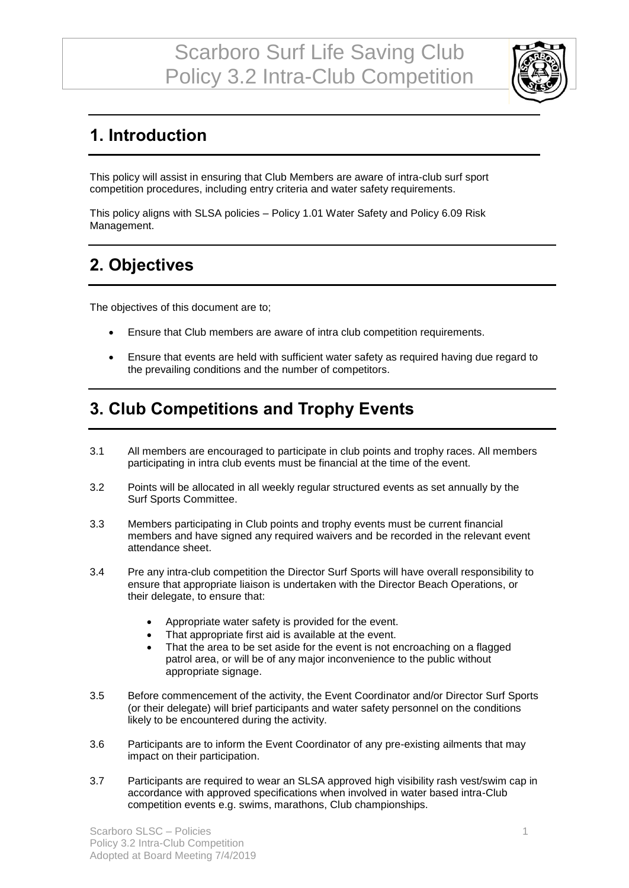# Scarboro Surf Life Saving Club
# Policy 3.2 Intra-Club Competition

## 1. Introduction

This policy will assist in ensuring that Club Members are aware of intra-club surf sport competition procedures, including entry criteria and water safety requirements.

This policy aligns with SLSA policies – Policy 1.01 Water Safety and Policy 6.09 Risk Management.

## 2. Objectives

The objectives of this document are to;

- Ensure that Club members are aware of intra club competition requirements.
- Ensure that events are held with sufficient water safety as required having due regard to the prevailing conditions and the number of competitors.

## 3. Club Competitions and Trophy Events

3.1 All members are encouraged to participate in club points and trophy races. All members participating in intra club events must be financial at the time of the event.

3.2 Points will be allocated in all weekly regular structured events as set annually by the Surf Sports Committee.

3.3 Members participating in Club points and trophy events must be current financial members and have signed any required waivers and be recorded in the relevant event attendance sheet.

3.4 Pre any intra-club competition the Director Surf Sports will have overall responsibility to ensure that appropriate liaison is undertaken with the Director Beach Operations, or their delegate, to ensure that:

- Appropriate water safety is provided for the event.
- That appropriate first aid is available at the event.
- That the area to be set aside for the event is not encroaching on a flagged patrol area, or will be of any major inconvenience to the public without appropriate signage.

3.5 Before commencement of the activity, the Event Coordinator and/or Director Surf Sports (or their delegate) will brief participants and water safety personnel on the conditions likely to be encountered during the activity.

3.6 Participants are to inform the Event Coordinator of any pre-existing ailments that may impact on their participation.

3.7 Participants are required to wear an SLSA approved high visibility rash vest/swim cap in accordance with approved specifications when involved in water based intra-Club competition events e.g. swims, marathons, Club championships.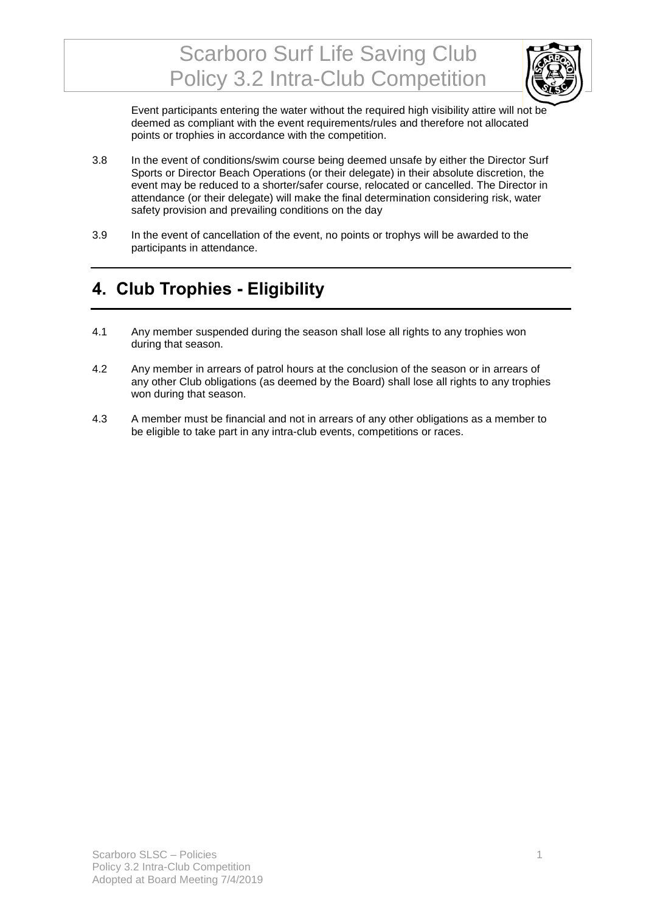Event participants entering the water without the required high visibility attire will not be deemed as compliant with the event requirements/rules and therefore not allocated points or trophies in accordance with the competition.

3.8 In the event of conditions/swim course being deemed unsafe by either the Director Surf Sports or Director Beach Operations (or their delegate) in their absolute discretion, the event may be reduced to a shorter/safer course, relocated or cancelled. The Director in attendance (or their delegate) will make the final determination considering risk, water safety provision and prevailing conditions on the day

3.9 In the event of cancellation of the event, no points or trophys will be awarded to the participants in attendance.

## 4. Club Trophies - Eligibility

4.1 Any member suspended during the season shall lose all rights to any trophies won during that season.

4.2 Any member in arrears of patrol hours at the conclusion of the season or in arrears of any other Club obligations (as deemed by the Board) shall lose all rights to any trophies won during that season.

4.3 A member must be financial and not in arrears of any other obligations as a member to be eligible to take part in any intra-club events, competitions or races.